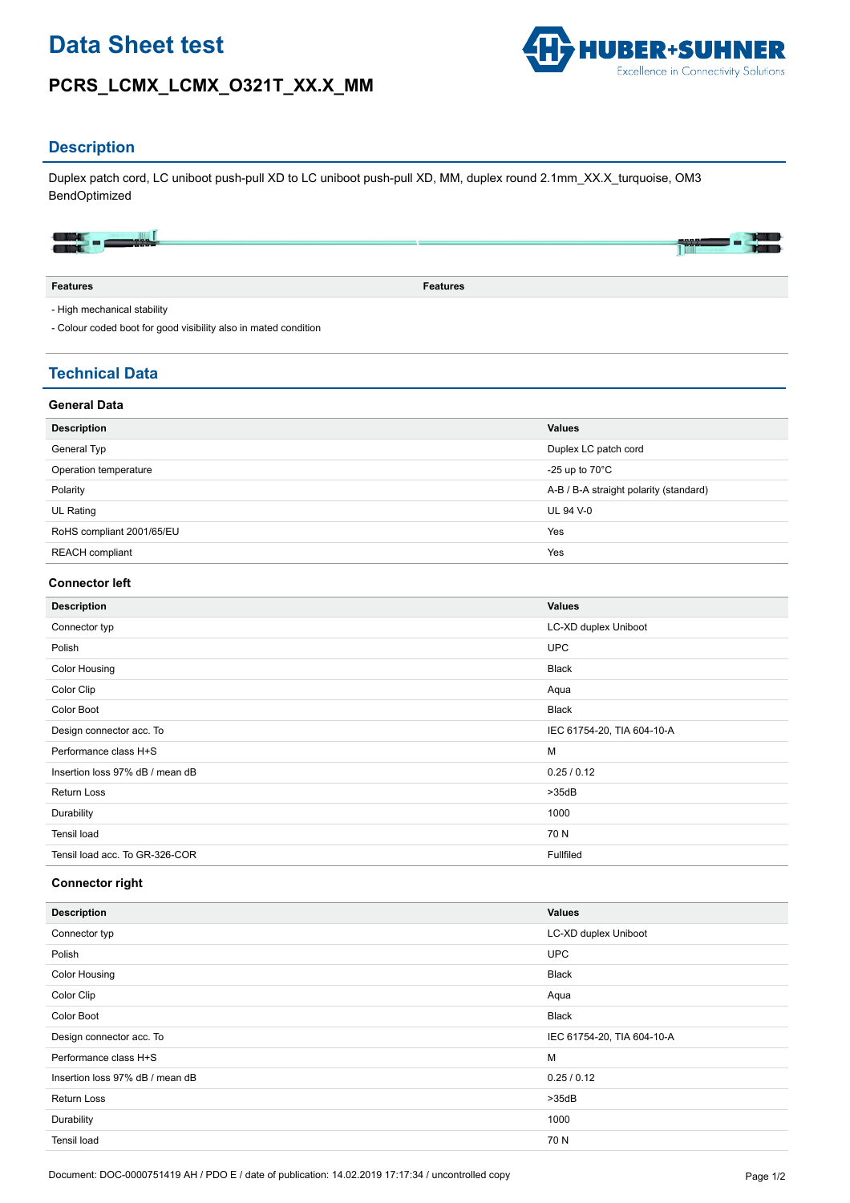# Data Sheet test

## PCRS_LCMX_LCMX_O321T_XX.X_MM

## Description

Duplex patch cord, LC uniboot push-pull XD to LC uniboot push-pull XD, MM, duplex round 2.1mm_XX.X_turquoise, OM3 BendOptimized

| Features | Features |
|---|---|

- High mechanical stability
- Colour coded boot for good visibility also in mated condition

## Technical Data

### General Data

| Description | Values |
|---|---|
| General Typ | Duplex LC patch cord |
| Operation temperature | -25 up to 70°C |
| Polarity | A-B / B-A straight polarity (standard) |
| UL Rating | UL 94 V-0 |
| RoHS compliant 2001/65/EU | Yes |
| REACH compliant | Yes |

### Connector left

| Description | Values |
|---|---|
| Connector typ | LC-XD duplex Uniboot |
| Polish | UPC |
| Color Housing | Black |
| Color Clip | Aqua |
| Color Boot | Black |
| Design connector acc. To | IEC 61754-20, TIA 604-10-A |
| Performance class H+S | M |
| Insertion loss 97% dB / mean dB | 0.25 / 0.12 |
| Return Loss | >35dB |
| Durability | 1000 |
| Tensil load | 70 N |
| Tensil load acc. To GR-326-COR | Fullfiled |

### Connector right

| Description | Values |
|---|---|
| Connector typ | LC-XD duplex Uniboot |
| Polish | UPC |
| Color Housing | Black |
| Color Clip | Aqua |
| Color Boot | Black |
| Design connector acc. To | IEC 61754-20, TIA 604-10-A |
| Performance class H+S | M |
| Insertion loss 97% dB / mean dB | 0.25 / 0.12 |
| Return Loss | >35dB |
| Durability | 1000 |
| Tensil load | 70 N |

Document: DOC-0000751419 AH / PDO E / date of publication: 14.02.2019 17:17:34 / uncontrolled copy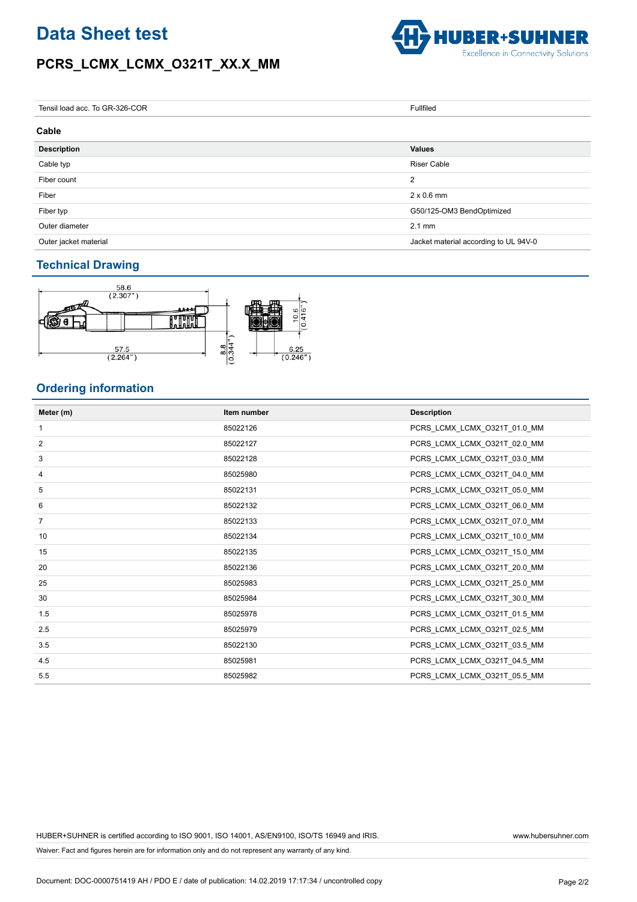# Data Sheet test

## PCRS_LCMX_LCMX_O321T_XX.X_MM

| | |
|---|---|
| Tensil load acc. To GR-326-COR | Fullfiled |

### Cable

| Description | Values |
|---|---|
| Cable typ | Riser Cable |
| Fiber count | 2 |
| Fiber | 2 x 0.6 mm |
| Fiber typ | G50/125-OM3 BendOptimized |
| Outer diameter | 2.1 mm |
| Outer jacket material | Jacket material according to UL 94V-0 |

## Technical Drawing

58.6
(2.307")

57.5
(2.264")

8.8
(0.344")

10.6
(0.416")

6.25
(0.246")

## Ordering information

| Meter (m) | Item number | Description |
|---|---|---|
| 1 | 85022126 | PCRS_LCMX_LCMX_O321T_01.0_MM |
| 2 | 85022127 | PCRS_LCMX_LCMX_O321T_02.0_MM |
| 3 | 85022128 | PCRS_LCMX_LCMX_O321T_03.0_MM |
| 4 | 85025980 | PCRS_LCMX_LCMX_O321T_04.0_MM |
| 5 | 85022131 | PCRS_LCMX_LCMX_O321T_05.0_MM |
| 6 | 85022132 | PCRS_LCMX_LCMX_O321T_06.0_MM |
| 7 | 85022133 | PCRS_LCMX_LCMX_O321T_07.0_MM |
| 10 | 85022134 | PCRS_LCMX_LCMX_O321T_10.0_MM |
| 15 | 85022135 | PCRS_LCMX_LCMX_O321T_15.0_MM |
| 20 | 85022136 | PCRS_LCMX_LCMX_O321T_20.0_MM |
| 25 | 85025983 | PCRS_LCMX_LCMX_O321T_25.0_MM |
| 30 | 85025984 | PCRS_LCMX_LCMX_O321T_30.0_MM |
| 1.5 | 85025978 | PCRS_LCMX_LCMX_O321T_01.5_MM |
| 2.5 | 85025979 | PCRS_LCMX_LCMX_O321T_02.5_MM |
| 3.5 | 85022130 | PCRS_LCMX_LCMX_O321T_03.5_MM |
| 4.5 | 85025981 | PCRS_LCMX_LCMX_O321T_04.5_MM |
| 5.5 | 85025982 | PCRS_LCMX_LCMX_O321T_05.5_MM |

HUBER+SUHNER is certified according to ISO 9001, ISO 14001, AS/EN9100, ISO/TS 16949 and IRIS.

www.hubersuhner.com

Waiver: Fact and figures herein are for information only and do not represent any warranty of any kind.

Document: DOC-0000751419 AH / PDO E / date of publication: 14.02.2019 17:17:34 / uncontrolled copy